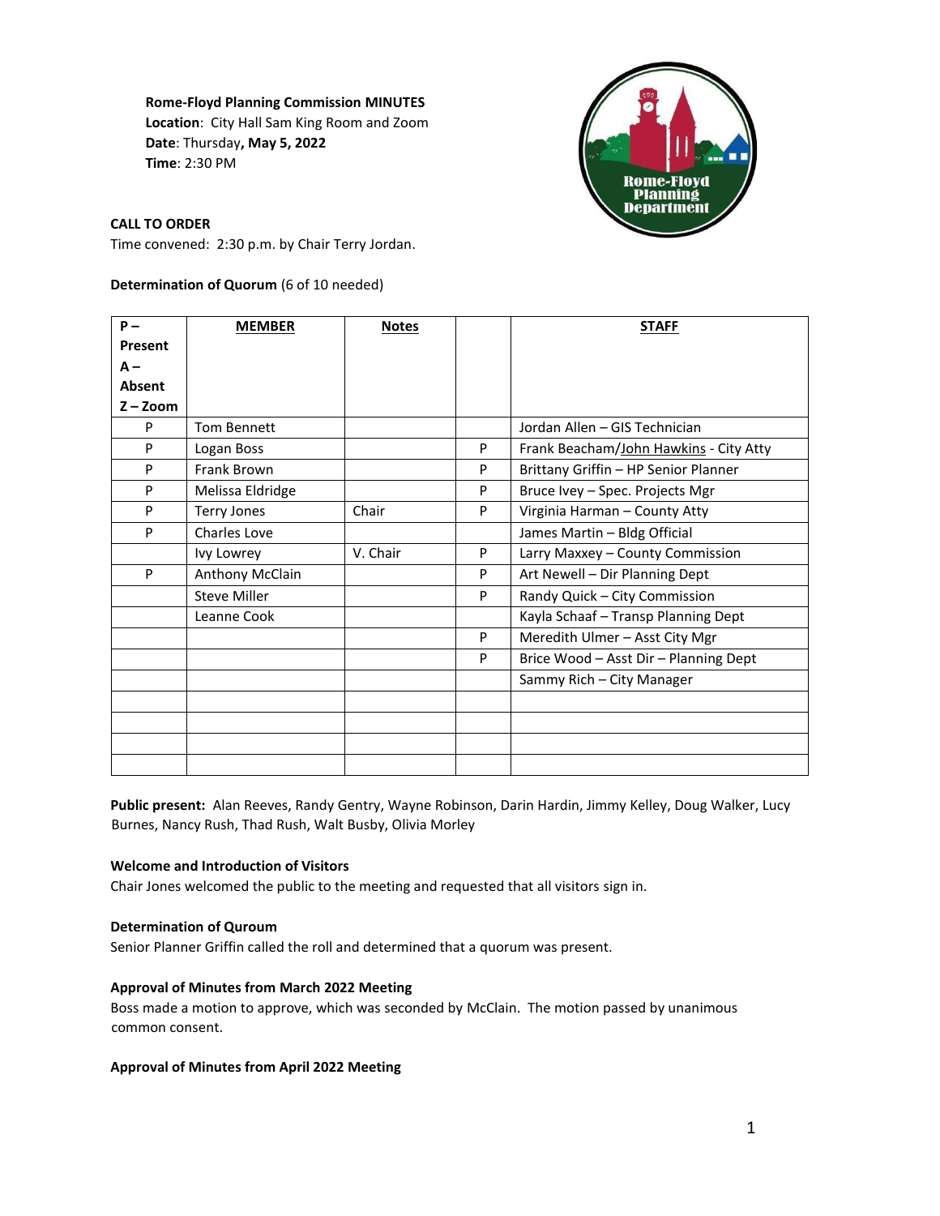**Rome-Floyd Planning Commission MINUTES**
**Location**: City Hall Sam King Room and Zoom
**Date**: Thursday**, May 5, 2022**
**Time**: 2:30 PM

**CALL TO ORDER**

Time convened: 2:30 p.m. by Chair Terry Jordan.

**Determination of Quorum** (6 of 10 needed)

| P – Present A – Absent Z – Zoom | MEMBER | Notes | | STAFF |
|---|---|---|---|---|
| P | Tom Bennett | | | Jordan Allen – GIS Technician |
| P | Logan Boss | | P | Frank Beacham/John Hawkins - City Atty |
| P | Frank Brown | | P | Brittany Griffin – HP Senior Planner |
| P | Melissa Eldridge | | P | Bruce Ivey – Spec. Projects Mgr |
| P | Terry Jones | Chair | P | Virginia Harman – County Atty |
| P | Charles Love | | | James Martin – Bldg Official |
| | Ivy Lowrey | V. Chair | P | Larry Maxxey – County Commission |
| P | Anthony McClain | | P | Art Newell – Dir Planning Dept |
| | Steve Miller | | P | Randy Quick – City Commission |
| | Leanne Cook | | | Kayla Schaaf – Transp Planning Dept |
| | | | P | Meredith Ulmer – Asst City Mgr |
| | | | P | Brice Wood – Asst Dir – Planning Dept |
| | | | | Sammy Rich – City Manager |
| | | | | |
| | | | | |
| | | | | |
| | | | | |

**Public present:** Alan Reeves, Randy Gentry, Wayne Robinson, Darin Hardin, Jimmy Kelley, Doug Walker, Lucy Burnes, Nancy Rush, Thad Rush, Walt Busby, Olivia Morley

**Welcome and Introduction of Visitors**

Chair Jones welcomed the public to the meeting and requested that all visitors sign in.

**Determination of Quroum**

Senior Planner Griffin called the roll and determined that a quorum was present.

**Approval of Minutes from March 2022 Meeting**

Boss made a motion to approve, which was seconded by McClain. The motion passed by unanimous common consent.

**Approval of Minutes from April 2022 Meeting**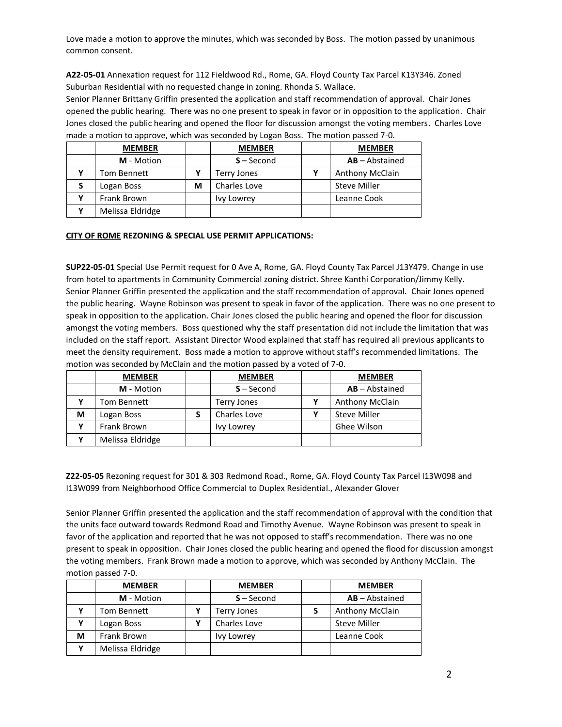Love made a motion to approve the minutes, which was seconded by Boss. The motion passed by unanimous common consent.

**A22-05-01** Annexation request for 112 Fieldwood Rd., Rome, GA. Floyd County Tax Parcel K13Y346. Zoned Suburban Residential with no requested change in zoning. Rhonda S. Wallace.
Senior Planner Brittany Griffin presented the application and staff recommendation of approval. Chair Jones opened the public hearing. There was no one present to speak in favor or in opposition to the application. Chair Jones closed the public hearing and opened the floor for discussion amongst the voting members. Charles Love made a motion to approve, which was seconded by Logan Boss. The motion passed 7-0.

| | **MEMBER** | | **MEMBER** | | **MEMBER** |
|---|---|---|---|---|---|
| | **M** - Motion | | **S** – Second | | **AB** – Abstained |
| **Y** | Tom Bennett | **Y** | Terry Jones | **Y** | Anthony McClain |
| **S** | Logan Boss | **M** | Charles Love | | Steve Miller |
| **Y** | Frank Brown | | Ivy Lowrey | | Leanne Cook |
| **Y** | Melissa Eldridge | | | | |

**CITY OF ROME REZONING & SPECIAL USE PERMIT APPLICATIONS:**

**SUP22-05-01** Special Use Permit request for 0 Ave A, Rome, GA. Floyd County Tax Parcel J13Y479. Change in use from hotel to apartments in Community Commercial zoning district. Shree Kanthi Corporation/Jimmy Kelly.
Senior Planner Griffin presented the application and the staff recommendation of approval. Chair Jones opened the public hearing. Wayne Robinson was present to speak in favor of the application. There was no one present to speak in opposition to the application. Chair Jones closed the public hearing and opened the floor for discussion amongst the voting members. Boss questioned why the staff presentation did not include the limitation that was included on the staff report. Assistant Director Wood explained that staff has required all previous applicants to meet the density requirement. Boss made a motion to approve without staff's recommended limitations. The motion was seconded by McClain and the motion passed by a voted of 7-0.

| | **MEMBER** | | **MEMBER** | | **MEMBER** |
|---|---|---|---|---|---|
| | **M** - Motion | | **S** – Second | | **AB** – Abstained |
| **Y** | Tom Bennett | | Terry Jones | **Y** | Anthony McClain |
| **M** | Logan Boss | **S** | Charles Love | **Y** | Steve Miller |
| **Y** | Frank Brown | | Ivy Lowrey | | Ghee Wilson |
| **Y** | Melissa Eldridge | | | | |

**Z22-05-05** Rezoning request for 301 & 303 Redmond Road., Rome, GA. Floyd County Tax Parcel I13W098 and I13W099 from Neighborhood Office Commercial to Duplex Residential., Alexander Glover

Senior Planner Griffin presented the application and the staff recommendation of approval with the condition that the units face outward towards Redmond Road and Timothy Avenue. Wayne Robinson was present to speak in favor of the application and reported that he was not opposed to staff's recommendation. There was no one present to speak in opposition. Chair Jones closed the public hearing and opened the flood for discussion amongst the voting members. Frank Brown made a motion to approve, which was seconded by Anthony McClain. The motion passed 7-0.

| | **MEMBER** | | **MEMBER** | | **MEMBER** |
|---|---|---|---|---|---|
| | **M** - Motion | | **S** – Second | | **AB** – Abstained |
| **Y** | Tom Bennett | **Y** | Terry Jones | **S** | Anthony McClain |
| **Y** | Logan Boss | **Y** | Charles Love | | Steve Miller |
| **M** | Frank Brown | | Ivy Lowrey | | Leanne Cook |
| **Y** | Melissa Eldridge | | | | |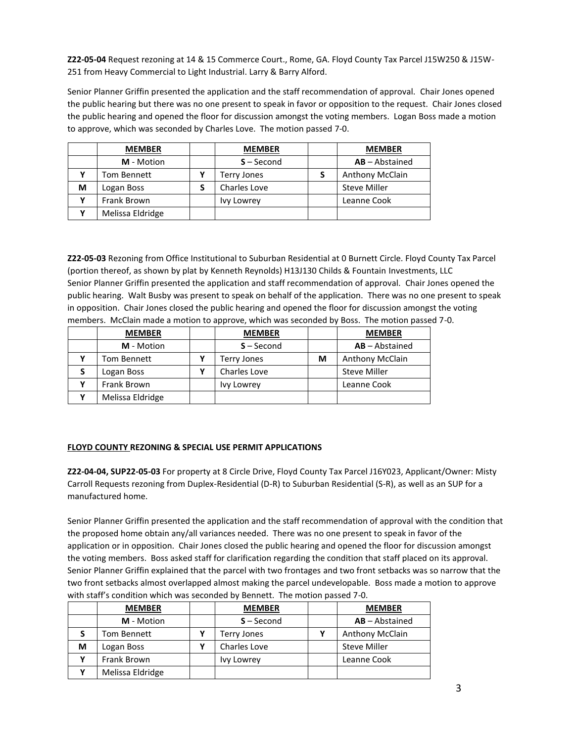**Z22-05-04** Request rezoning at 14 & 15 Commerce Court., Rome, GA. Floyd County Tax Parcel J15W250 & J15W-251 from Heavy Commercial to Light Industrial. Larry & Barry Alford.

Senior Planner Griffin presented the application and the staff recommendation of approval. Chair Jones opened the public hearing but there was no one present to speak in favor or opposition to the request. Chair Jones closed the public hearing and opened the floor for discussion amongst the voting members. Logan Boss made a motion to approve, which was seconded by Charles Love. The motion passed 7-0.

| | **MEMBER** | | **MEMBER** | | **MEMBER** |
|---|---|---|---|---|---|
| | **M** - Motion | | **S** – Second | | **AB** – Abstained |
| **Y** | Tom Bennett | **Y** | Terry Jones | **S** | Anthony McClain |
| **M** | Logan Boss | **S** | Charles Love | | Steve Miller |
| **Y** | Frank Brown | | Ivy Lowrey | | Leanne Cook |
| **Y** | Melissa Eldridge | | | | |

**Z22-05-03** Rezoning from Office Institutional to Suburban Residential at 0 Burnett Circle. Floyd County Tax Parcel (portion thereof, as shown by plat by Kenneth Reynolds) H13J130 Childs & Fountain Investments, LLC
Senior Planner Griffin presented the application and staff recommendation of approval. Chair Jones opened the public hearing. Walt Busby was present to speak on behalf of the application. There was no one present to speak in opposition. Chair Jones closed the public hearing and opened the floor for discussion amongst the voting members. McClain made a motion to approve, which was seconded by Boss. The motion passed 7-0.

| | **MEMBER** | | **MEMBER** | | **MEMBER** |
|---|---|---|---|---|---|
| | **M** - Motion | | **S** – Second | | **AB** – Abstained |
| **Y** | Tom Bennett | **Y** | Terry Jones | **M** | Anthony McClain |
| **S** | Logan Boss | **Y** | Charles Love | | Steve Miller |
| **Y** | Frank Brown | | Ivy Lowrey | | Leanne Cook |
| **Y** | Melissa Eldridge | | | | |

**FLOYD COUNTY REZONING & SPECIAL USE PERMIT APPLICATIONS**

**Z22-04-04, SUP22-05-03** For property at 8 Circle Drive, Floyd County Tax Parcel J16Y023, Applicant/Owner: Misty Carroll Requests rezoning from Duplex-Residential (D-R) to Suburban Residential (S-R), as well as an SUP for a manufactured home.

Senior Planner Griffin presented the application and the staff recommendation of approval with the condition that the proposed home obtain any/all variances needed. There was no one present to speak in favor of the application or in opposition. Chair Jones closed the public hearing and opened the floor for discussion amongst the voting members. Boss asked staff for clarification regarding the condition that staff placed on its approval. Senior Planner Griffin explained that the parcel with two frontages and two front setbacks was so narrow that the two front setbacks almost overlapped almost making the parcel undevelopable. Boss made a motion to approve with staff's condition which was seconded by Bennett. The motion passed 7-0.

| | **MEMBER** | | **MEMBER** | | **MEMBER** |
|---|---|---|---|---|---|
| | **M** - Motion | | **S** – Second | | **AB** – Abstained |
| **S** | Tom Bennett | **Y** | Terry Jones | **Y** | Anthony McClain |
| **M** | Logan Boss | **Y** | Charles Love | | Steve Miller |
| **Y** | Frank Brown | | Ivy Lowrey | | Leanne Cook |
| **Y** | Melissa Eldridge | | | | |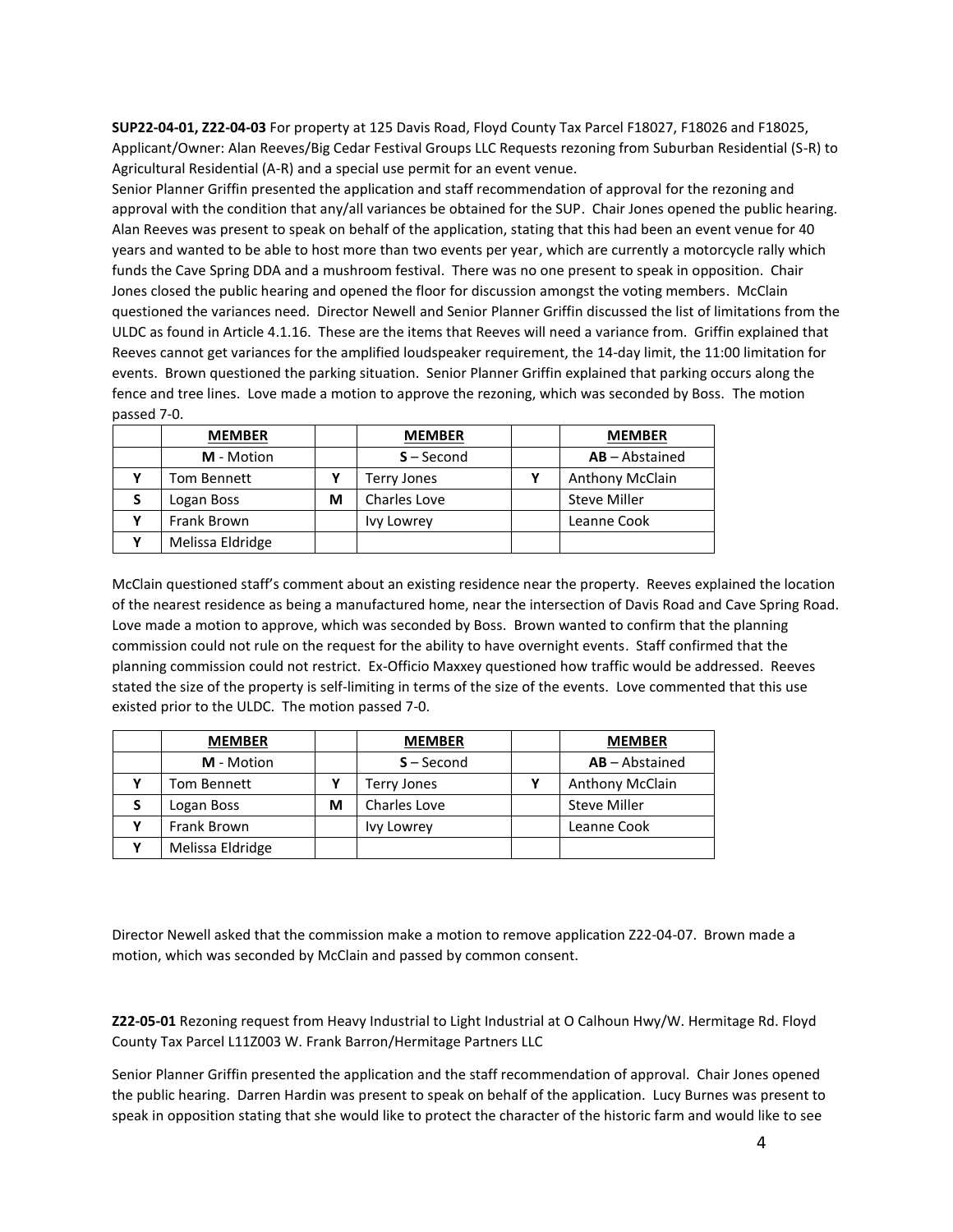**SUP22-04-01, Z22-04-03** For property at 125 Davis Road, Floyd County Tax Parcel F18027, F18026 and F18025, Applicant/Owner: Alan Reeves/Big Cedar Festival Groups LLC Requests rezoning from Suburban Residential (S-R) to Agricultural Residential (A-R) and a special use permit for an event venue.

Senior Planner Griffin presented the application and staff recommendation of approval for the rezoning and approval with the condition that any/all variances be obtained for the SUP. Chair Jones opened the public hearing. Alan Reeves was present to speak on behalf of the application, stating that this had been an event venue for 40 years and wanted to be able to host more than two events per year, which are currently a motorcycle rally which funds the Cave Spring DDA and a mushroom festival. There was no one present to speak in opposition. Chair Jones closed the public hearing and opened the floor for discussion amongst the voting members. McClain questioned the variances need. Director Newell and Senior Planner Griffin discussed the list of limitations from the ULDC as found in Article 4.1.16. These are the items that Reeves will need a variance from. Griffin explained that Reeves cannot get variances for the amplified loudspeaker requirement, the 14-day limit, the 11:00 limitation for events. Brown questioned the parking situation. Senior Planner Griffin explained that parking occurs along the fence and tree lines. Love made a motion to approve the rezoning, which was seconded by Boss. The motion passed 7-0.

| | **MEMBER** | | **MEMBER** | | **MEMBER** |
|---|---|---|---|---|---|
| | **M** - Motion | | **S** – Second | | **AB** – Abstained |
| Y | Tom Bennett | Y | Terry Jones | Y | Anthony McClain |
| S | Logan Boss | M | Charles Love | | Steve Miller |
| Y | Frank Brown | | Ivy Lowrey | | Leanne Cook |
| Y | Melissa Eldridge | | | | |

McClain questioned staff's comment about an existing residence near the property. Reeves explained the location of the nearest residence as being a manufactured home, near the intersection of Davis Road and Cave Spring Road. Love made a motion to approve, which was seconded by Boss. Brown wanted to confirm that the planning commission could not rule on the request for the ability to have overnight events. Staff confirmed that the planning commission could not restrict. Ex-Officio Maxxey questioned how traffic would be addressed. Reeves stated the size of the property is self-limiting in terms of the size of the events. Love commented that this use existed prior to the ULDC. The motion passed 7-0.

| | **MEMBER** | | **MEMBER** | | **MEMBER** |
|---|---|---|---|---|---|
| | **M** - Motion | | **S** – Second | | **AB** – Abstained |
| Y | Tom Bennett | Y | Terry Jones | Y | Anthony McClain |
| S | Logan Boss | M | Charles Love | | Steve Miller |
| Y | Frank Brown | | Ivy Lowrey | | Leanne Cook |
| Y | Melissa Eldridge | | | | |

Director Newell asked that the commission make a motion to remove application Z22-04-07. Brown made a motion, which was seconded by McClain and passed by common consent.

**Z22-05-01** Rezoning request from Heavy Industrial to Light Industrial at O Calhoun Hwy/W. Hermitage Rd. Floyd County Tax Parcel L11Z003 W. Frank Barron/Hermitage Partners LLC

Senior Planner Griffin presented the application and the staff recommendation of approval. Chair Jones opened the public hearing. Darren Hardin was present to speak on behalf of the application. Lucy Burnes was present to speak in opposition stating that she would like to protect the character of the historic farm and would like to see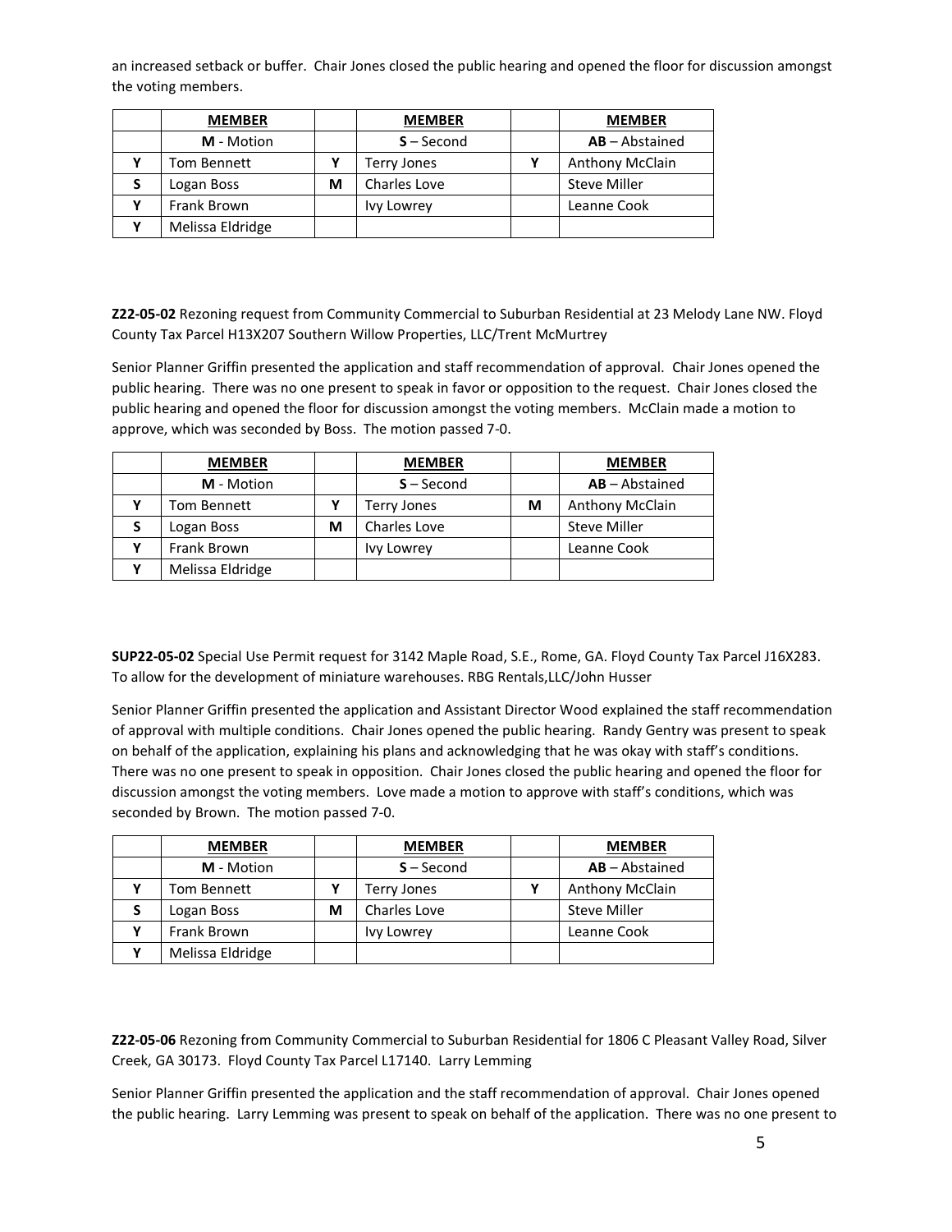an increased setback or buffer. Chair Jones closed the public hearing and opened the floor for discussion amongst the voting members.

| | **MEMBER** | | **MEMBER** | | **MEMBER** |
|---|---|---|---|---|---|
| | **M** - Motion | | **S** – Second | | **AB** – Abstained |
| Y | Tom Bennett | Y | Terry Jones | Y | Anthony McClain |
| S | Logan Boss | M | Charles Love | | Steve Miller |
| Y | Frank Brown | | Ivy Lowrey | | Leanne Cook |
| Y | Melissa Eldridge | | | | |

**Z22-05-02** Rezoning request from Community Commercial to Suburban Residential at 23 Melody Lane NW. Floyd County Tax Parcel H13X207 Southern Willow Properties, LLC/Trent McMurtrey

Senior Planner Griffin presented the application and staff recommendation of approval. Chair Jones opened the public hearing. There was no one present to speak in favor or opposition to the request. Chair Jones closed the public hearing and opened the floor for discussion amongst the voting members. McClain made a motion to approve, which was seconded by Boss. The motion passed 7-0.

| | **MEMBER** | | **MEMBER** | | **MEMBER** |
|---|---|---|---|---|---|
| | **M** - Motion | | **S** – Second | | **AB** – Abstained |
| Y | Tom Bennett | Y | Terry Jones | M | Anthony McClain |
| S | Logan Boss | M | Charles Love | | Steve Miller |
| Y | Frank Brown | | Ivy Lowrey | | Leanne Cook |
| Y | Melissa Eldridge | | | | |

**SUP22-05-02** Special Use Permit request for 3142 Maple Road, S.E., Rome, GA. Floyd County Tax Parcel J16X283. To allow for the development of miniature warehouses. RBG Rentals,LLC/John Husser

Senior Planner Griffin presented the application and Assistant Director Wood explained the staff recommendation of approval with multiple conditions. Chair Jones opened the public hearing. Randy Gentry was present to speak on behalf of the application, explaining his plans and acknowledging that he was okay with staff's conditions. There was no one present to speak in opposition. Chair Jones closed the public hearing and opened the floor for discussion amongst the voting members. Love made a motion to approve with staff's conditions, which was seconded by Brown. The motion passed 7-0.

| | **MEMBER** | | **MEMBER** | | **MEMBER** |
|---|---|---|---|---|---|
| | **M** - Motion | | **S** – Second | | **AB** – Abstained |
| Y | Tom Bennett | Y | Terry Jones | Y | Anthony McClain |
| S | Logan Boss | M | Charles Love | | Steve Miller |
| Y | Frank Brown | | Ivy Lowrey | | Leanne Cook |
| Y | Melissa Eldridge | | | | |

**Z22-05-06** Rezoning from Community Commercial to Suburban Residential for 1806 C Pleasant Valley Road, Silver Creek, GA 30173. Floyd County Tax Parcel L17140. Larry Lemming

Senior Planner Griffin presented the application and the staff recommendation of approval. Chair Jones opened the public hearing. Larry Lemming was present to speak on behalf of the application. There was no one present to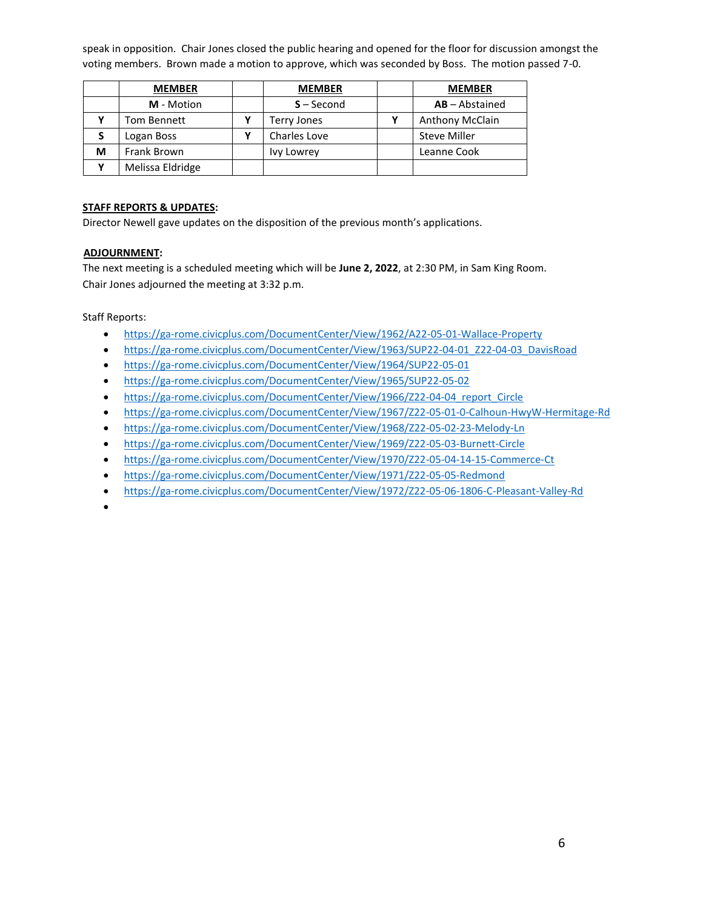speak in opposition. Chair Jones closed the public hearing and opened for the floor for discussion amongst the voting members. Brown made a motion to approve, which was seconded by Boss. The motion passed 7-0.

| | **MEMBER** | | **MEMBER** | | **MEMBER** |
|---|---|---|---|---|---|
| | **M** - Motion | | **S** – Second | | **AB** – Abstained |
| **Y** | Tom Bennett | **Y** | Terry Jones | **Y** | Anthony McClain |
| **S** | Logan Boss | **Y** | Charles Love | | Steve Miller |
| **M** | Frank Brown | | Ivy Lowrey | | Leanne Cook |
| **Y** | Melissa Eldridge | | | | |

**STAFF REPORTS & UPDATES:**

Director Newell gave updates on the disposition of the previous month's applications.

**ADJOURNMENT:**

The next meeting is a scheduled meeting which will be **June 2, 2022**, at 2:30 PM, in Sam King Room.
Chair Jones adjourned the meeting at 3:32 p.m.

Staff Reports:

- https://ga-rome.civicplus.com/DocumentCenter/View/1962/A22-05-01-Wallace-Property
- https://ga-rome.civicplus.com/DocumentCenter/View/1963/SUP22-04-01_Z22-04-03_DavisRoad
- https://ga-rome.civicplus.com/DocumentCenter/View/1964/SUP22-05-01
- https://ga-rome.civicplus.com/DocumentCenter/View/1965/SUP22-05-02
- https://ga-rome.civicplus.com/DocumentCenter/View/1966/Z22-04-04_report_Circle
- https://ga-rome.civicplus.com/DocumentCenter/View/1967/Z22-05-01-0-Calhoun-HwyW-Hermitage-Rd
- https://ga-rome.civicplus.com/DocumentCenter/View/1968/Z22-05-02-23-Melody-Ln
- https://ga-rome.civicplus.com/DocumentCenter/View/1969/Z22-05-03-Burnett-Circle
- https://ga-rome.civicplus.com/DocumentCenter/View/1970/Z22-05-04-14-15-Commerce-Ct
- https://ga-rome.civicplus.com/DocumentCenter/View/1971/Z22-05-05-Redmond
- https://ga-rome.civicplus.com/DocumentCenter/View/1972/Z22-05-06-1806-C-Pleasant-Valley-Rd